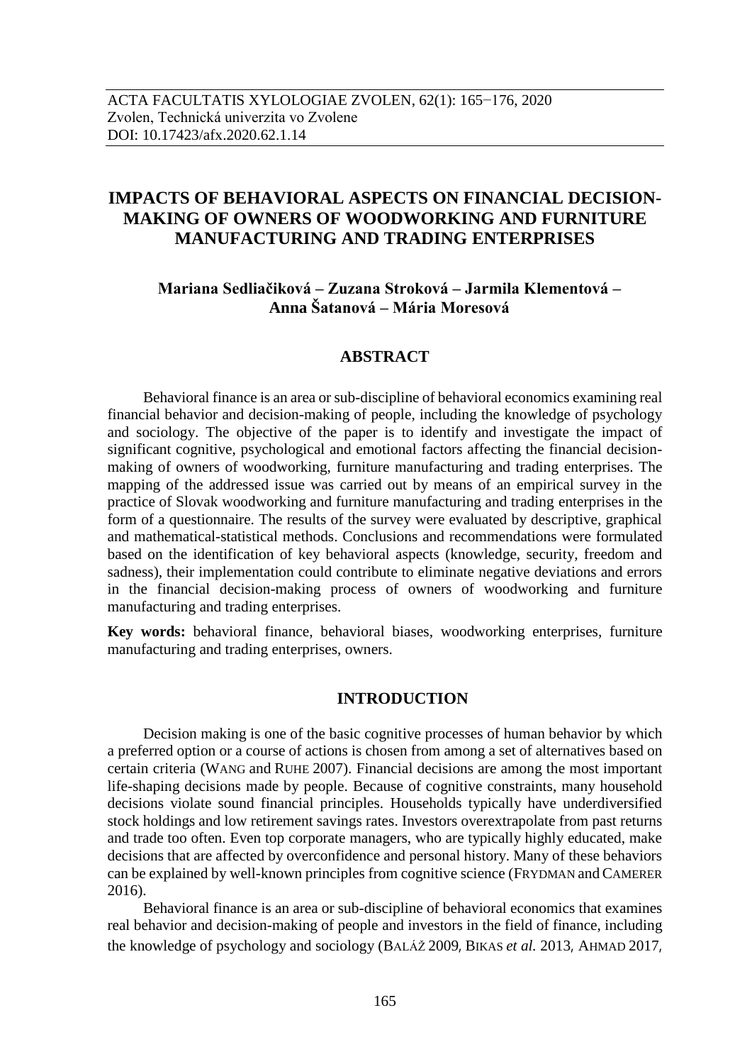# IMPACTS OF BEHAVIORAL ASPECTS ON FINANCIAL DECISION-MAKING OF OWNERS OF WOODWORKING AND FURNITURE MANUFACTURING AND TRADING ENTERPRISES

**Mariana Sedliačiková – Zuzana Stroková – Jarmila Klementová – Anna Šatanová – Mária Moresová**

## ABSTRACT

Behavioral finance is an area or sub-discipline of behavioral economics examining real financial behavior and decision-making of people, including the knowledge of psychology and sociology. The objective of the paper is to identify and investigate the impact of significant cognitive, psychological and emotional factors affecting the financial decision-making of owners of woodworking, furniture manufacturing and trading enterprises. The mapping of the addressed issue was carried out by means of an empirical survey in the practice of Slovak woodworking and furniture manufacturing and trading enterprises in the form of a questionnaire. The results of the survey were evaluated by descriptive, graphical and mathematical-statistical methods. Conclusions and recommendations were formulated based on the identification of key behavioral aspects (knowledge, security, freedom and sadness), their implementation could contribute to eliminate negative deviations and errors in the financial decision-making process of owners of woodworking and furniture manufacturing and trading enterprises.

**Key words:** behavioral finance, behavioral biases, woodworking enterprises, furniture manufacturing and trading enterprises, owners.

## INTRODUCTION

Decision making is one of the basic cognitive processes of human behavior by which a preferred option or a course of actions is chosen from among a set of alternatives based on certain criteria (WANG and RUHE 2007). Financial decisions are among the most important life-shaping decisions made by people. Because of cognitive constraints, many household decisions violate sound financial principles. Households typically have underdiversified stock holdings and low retirement savings rates. Investors overextrapolate from past returns and trade too often. Even top corporate managers, who are typically highly educated, make decisions that are affected by overconfidence and personal history. Many of these behaviors can be explained by well-known principles from cognitive science (FRYDMAN and CAMERER 2016).

Behavioral finance is an area or sub-discipline of behavioral economics that examines real behavior and decision-making of people and investors in the field of finance, including the knowledge of psychology and sociology (BALÁŽ 2009, BIKAS *et al.* 2013, AHMAD 2017,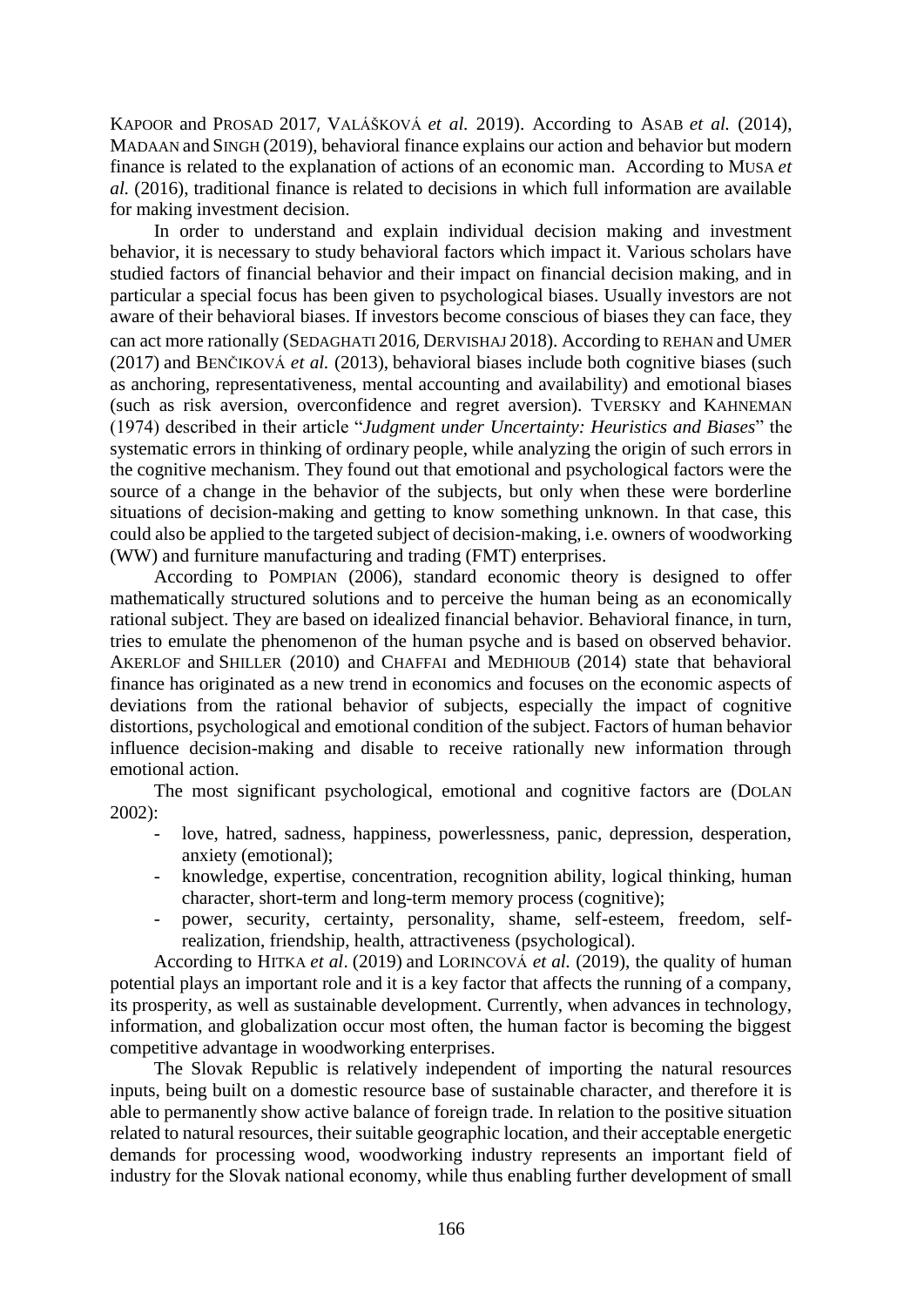KAPOOR and PROSAD 2017, VALÁŠKOVÁ *et al.* 2019). According to ASAB *et al.* (2014), MADAAN and SINGH (2019), behavioral finance explains our action and behavior but modern finance is related to the explanation of actions of an economic man. According to MUSA *et al.* (2016), traditional finance is related to decisions in which full information are available for making investment decision.

In order to understand and explain individual decision making and investment behavior, it is necessary to study behavioral factors which impact it. Various scholars have studied factors of financial behavior and their impact on financial decision making, and in particular a special focus has been given to psychological biases. Usually investors are not aware of their behavioral biases. If investors become conscious of biases they can face, they can act more rationally (SEDAGHATI 2016, DERVISHAJ 2018). According to REHAN and UMER (2017) and BENČIKOVÁ *et al.* (2013), behavioral biases include both cognitive biases (such as anchoring, representativeness, mental accounting and availability) and emotional biases (such as risk aversion, overconfidence and regret aversion). TVERSKY and KAHNEMAN (1974) described in their article "*Judgment under Uncertainty: Heuristics and Biases*" the systematic errors in thinking of ordinary people, while analyzing the origin of such errors in the cognitive mechanism. They found out that emotional and psychological factors were the source of a change in the behavior of the subjects, but only when these were borderline situations of decision-making and getting to know something unknown. In that case, this could also be applied to the targeted subject of decision-making, i.e. owners of woodworking (WW) and furniture manufacturing and trading (FMT) enterprises.

According to POMPIAN (2006), standard economic theory is designed to offer mathematically structured solutions and to perceive the human being as an economically rational subject. They are based on idealized financial behavior. Behavioral finance, in turn, tries to emulate the phenomenon of the human psyche and is based on observed behavior. AKERLOF and SHILLER (2010) and CHAFFAI and MEDHIOUB (2014) state that behavioral finance has originated as a new trend in economics and focuses on the economic aspects of deviations from the rational behavior of subjects, especially the impact of cognitive distortions, psychological and emotional condition of the subject. Factors of human behavior influence decision-making and disable to receive rationally new information through emotional action.

The most significant psychological, emotional and cognitive factors are (DOLAN 2002):

- love, hatred, sadness, happiness, powerlessness, panic, depression, desperation, anxiety (emotional);
- knowledge, expertise, concentration, recognition ability, logical thinking, human character, short-term and long-term memory process (cognitive);
- power, security, certainty, personality, shame, self-esteem, freedom, self-realization, friendship, health, attractiveness (psychological).

According to HITKA *et al*. (2019) and LORINCOVÁ *et al.* (2019), the quality of human potential plays an important role and it is a key factor that affects the running of a company, its prosperity, as well as sustainable development. Currently, when advances in technology, information, and globalization occur most often, the human factor is becoming the biggest competitive advantage in woodworking enterprises.

The Slovak Republic is relatively independent of importing the natural resources inputs, being built on a domestic resource base of sustainable character, and therefore it is able to permanently show active balance of foreign trade. In relation to the positive situation related to natural resources, their suitable geographic location, and their acceptable energetic demands for processing wood, woodworking industry represents an important field of industry for the Slovak national economy, while thus enabling further development of small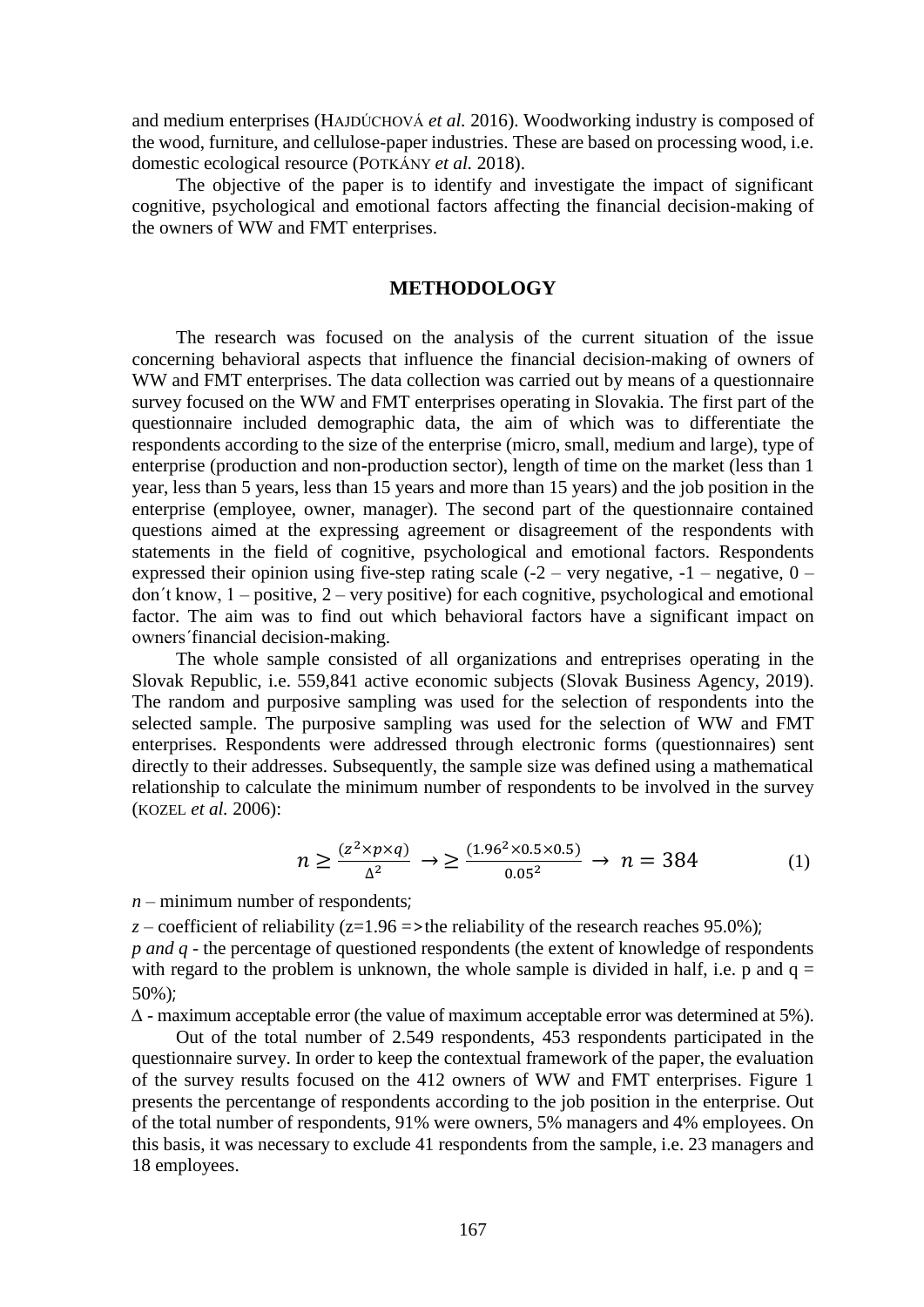and medium enterprises (HAJDÚCHOVÁ *et al.* 2016). Woodworking industry is composed of the wood, furniture, and cellulose-paper industries. These are based on processing wood, i.e. domestic ecological resource (POTKÁNY *et al.* 2018).

The objective of the paper is to identify and investigate the impact of significant cognitive, psychological and emotional factors affecting the financial decision-making of the owners of WW and FMT enterprises.

## METHODOLOGY

The research was focused on the analysis of the current situation of the issue concerning behavioral aspects that influence the financial decision-making of owners of WW and FMT enterprises. The data collection was carried out by means of a questionnaire survey focused on the WW and FMT enterprises operating in Slovakia. The first part of the questionnaire included demographic data, the aim of which was to differentiate the respondents according to the size of the enterprise (micro, small, medium and large), type of enterprise (production and non-production sector), length of time on the market (less than 1 year, less than 5 years, less than 15 years and more than 15 years) and the job position in the enterprise (employee, owner, manager). The second part of the questionnaire contained questions aimed at the expressing agreement or disagreement of the respondents with statements in the field of cognitive, psychological and emotional factors. Respondents expressed their opinion using five-step rating scale (-2 – very negative, -1 – negative, 0 – don´t know, 1 – positive, 2 – very positive) for each cognitive, psychological and emotional factor. The aim was to find out which behavioral factors have a significant impact on owners´financial decision-making.

The whole sample consisted of all organizations and entreprises operating in the Slovak Republic, i.e. 559,841 active economic subjects (Slovak Business Agency, 2019). The random and purposive sampling was used for the selection of respondents into the selected sample. The purposive sampling was used for the selection of WW and FMT enterprises. Respondents were addressed through electronic forms (questionnaires) sent directly to their addresses. Subsequently, the sample size was defined using a mathematical relationship to calculate the minimum number of respondents to be involved in the survey (KOZEL *et al.* 2006):

$$n \geq \frac{(z^2 \times p \times q)}{\Delta^2} \rightarrow \geq \frac{(1.96^2 \times 0.5 \times 0.5)}{0.05^2} \rightarrow n = 384 \quad (1)$$

$n$ – minimum number of respondents;

$z$ – coefficient of reliability (z=1.96 => the reliability of the research reaches 95.0%);

*p and q* - the percentage of questioned respondents (the extent of knowledge of respondents with regard to the problem is unknown, the whole sample is divided in half, i.e. p and q = 50%);

$\Delta$ - maximum acceptable error (the value of maximum acceptable error was determined at 5%).

Out of the total number of 2.549 respondents, 453 respondents participated in the questionnaire survey. In order to keep the contextual framework of the paper, the evaluation of the survey results focused on the 412 owners of WW and FMT enterprises. Figure 1 presents the percentange of respondents according to the job position in the enterprise. Out of the total number of respondents, 91% were owners, 5% managers and 4% employees. On this basis, it was necessary to exclude 41 respondents from the sample, i.e. 23 managers and 18 employees.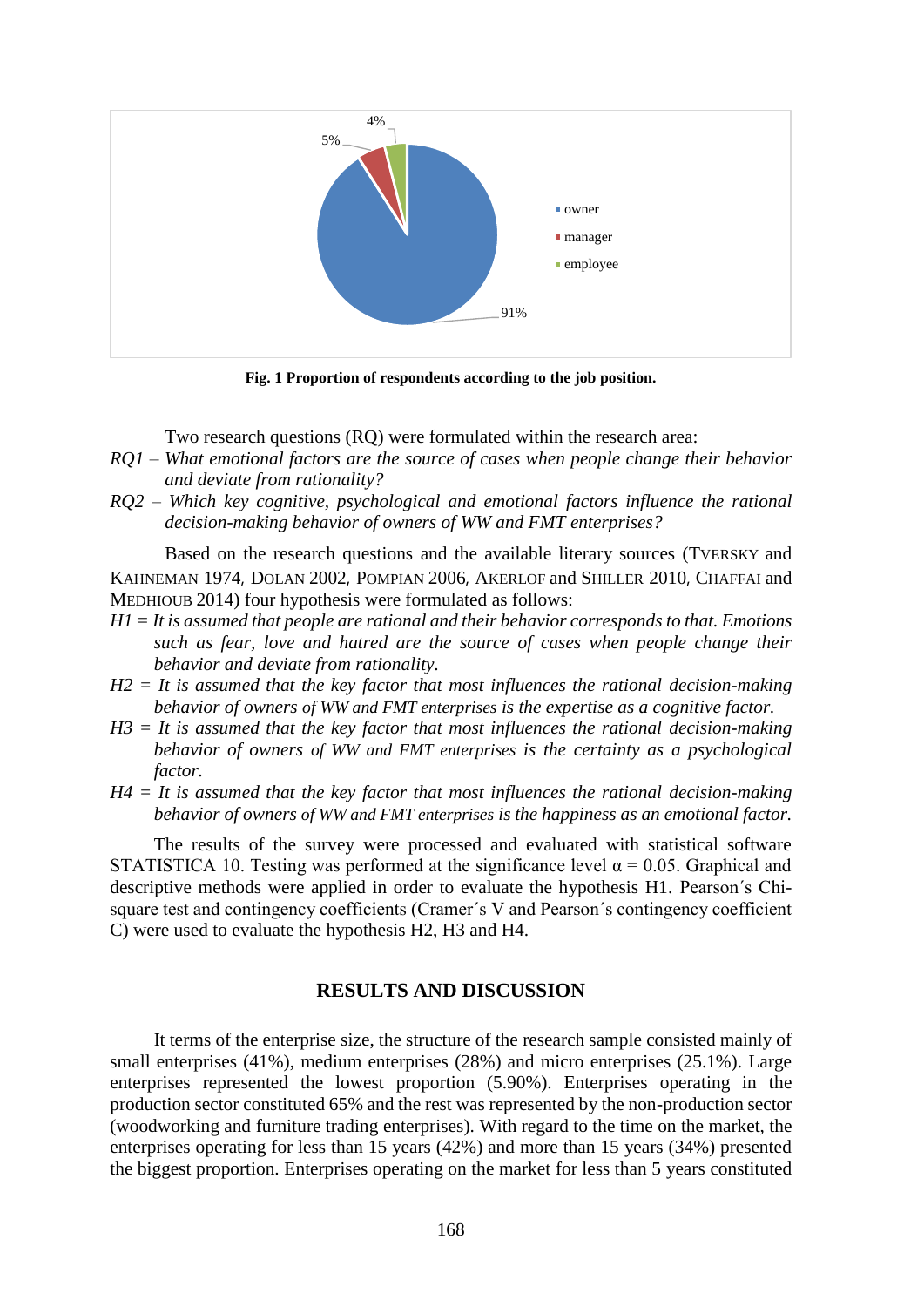**Fig. 1 Proportion of respondents according to the job position.**

Two research questions (RQ) were formulated within the research area:

*RQ1 – What emotional factors are the source of cases when people change their behavior and deviate from rationality?*

*RQ2 – Which key cognitive, psychological and emotional factors influence the rational decision-making behavior of owners of WW and FMT enterprises?*

Based on the research questions and the available literary sources (Tversky and Kahneman 1974, Dolan 2002, Pompian 2006, Akerlof and Shiller 2010, Chaffai and Medhioub 2014) four hypothesis were formulated as follows:

*H1 = It is assumed that people are rational and their behavior corresponds to that. Emotions such as fear, love and hatred are the source of cases when people change their behavior and deviate from rationality.*

*H2 = It is assumed that the key factor that most influences the rational decision-making behavior of owners of WW and FMT enterprises is the expertise as a cognitive factor.*

*H3 = It is assumed that the key factor that most influences the rational decision-making behavior of owners of WW and FMT enterprises is the certainty as a psychological factor.*

*H4 = It is assumed that the key factor that most influences the rational decision-making behavior of owners of WW and FMT enterprises is the happiness as an emotional factor.*

The results of the survey were processed and evaluated with statistical software STATISTICA 10. Testing was performed at the significance level $\alpha = 0.05$. Graphical and descriptive methods were applied in order to evaluate the hypothesis H1. Pearson´s Chi-square test and contingency coefficients (Cramer´s V and Pearson´s contingency coefficient C) were used to evaluate the hypothesis H2, H3 and H4.

## RESULTS AND DISCUSSION

It terms of the enterprise size, the structure of the research sample consisted mainly of small enterprises (41%), medium enterprises (28%) and micro enterprises (25.1%). Large enterprises represented the lowest proportion (5.90%). Enterprises operating in the production sector constituted 65% and the rest was represented by the non-production sector (woodworking and furniture trading enterprises). With regard to the time on the market, the enterprises operating for less than 15 years (42%) and more than 15 years (34%) presented the biggest proportion. Enterprises operating on the market for less than 5 years constituted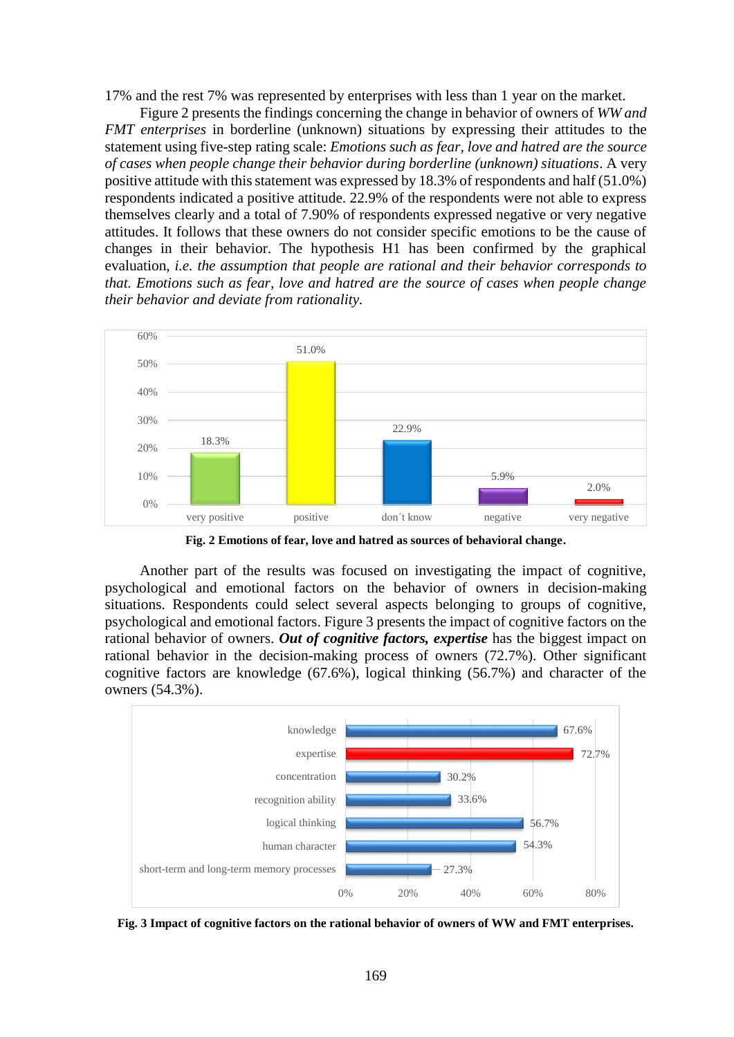17% and the rest 7% was represented by enterprises with less than 1 year on the market.

Figure 2 presents the findings concerning the change in behavior of owners of *WW and FMT enterprises* in borderline (unknown) situations by expressing their attitudes to the statement using five-step rating scale: *Emotions such as fear, love and hatred are the source of cases when people change their behavior during borderline (unknown) situations*. A very positive attitude with this statement was expressed by 18.3% of respondents and half (51.0%) respondents indicated a positive attitude. 22.9% of the respondents were not able to express themselves clearly and a total of 7.90% of respondents expressed negative or very negative attitudes. It follows that these owners do not consider specific emotions to be the cause of changes in their behavior. The hypothesis H1 has been confirmed by the graphical evaluation, *i.e. the assumption that people are rational and their behavior corresponds to that. Emotions such as fear, love and hatred are the source of cases when people change their behavior and deviate from rationality.*

**Fig. 2 Emotions of fear, love and hatred as sources of behavioral change.**

Another part of the results was focused on investigating the impact of cognitive, psychological and emotional factors on the behavior of owners in decision-making situations. Respondents could select several aspects belonging to groups of cognitive, psychological and emotional factors. Figure 3 presents the impact of cognitive factors on the rational behavior of owners. ***Out of cognitive factors, expertise*** has the biggest impact on rational behavior in the decision-making process of owners (72.7%). Other significant cognitive factors are knowledge (67.6%), logical thinking (56.7%) and character of the owners (54.3%).

**Fig. 3 Impact of cognitive factors on the rational behavior of owners of WW and FMT enterprises.**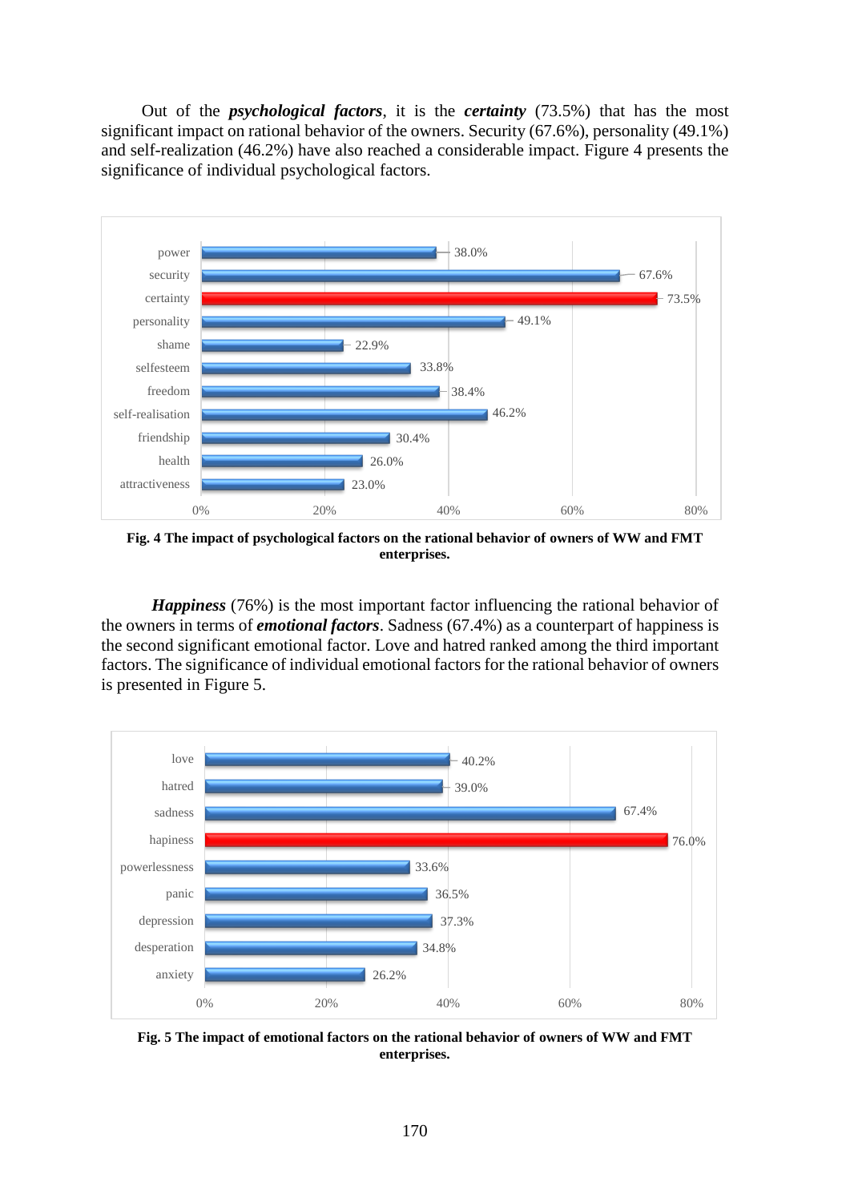Out of the ***psychological factors***, it is the ***certainty*** (73.5%) that has the most significant impact on rational behavior of the owners. Security (67.6%), personality (49.1%) and self-realization (46.2%) have also reached a considerable impact. Figure 4 presents the significance of individual psychological factors.

| Factor | Impact |
|---|---|
| power | 38.0% |
| security | 67.6% |
| certainty | 73.5% |
| personality | 49.1% |
| shame | 22.9% |
| selfesteem | 33.8% |
| freedom | 38.4% |
| self-realisation | 46.2% |
| friendship | 30.4% |
| health | 26.0% |
| attractiveness | 23.0% |

**Fig. 4 The impact of psychological factors on the rational behavior of owners of WW and FMT enterprises.**

***Happiness*** (76%) is the most important factor influencing the rational behavior of the owners in terms of ***emotional factors***. Sadness (67.4%) as a counterpart of happiness is the second significant emotional factor. Love and hatred ranked among the third important factors. The significance of individual emotional factors for the rational behavior of owners is presented in Figure 5.

| Factor | Impact |
|---|---|
| love | 40.2% |
| hatred | 39.0% |
| sadness | 67.4% |
| hapiness | 76.0% |
| powerlessness | 33.6% |
| panic | 36.5% |
| depression | 37.3% |
| desperation | 34.8% |
| anxiety | 26.2% |

**Fig. 5 The impact of emotional factors on the rational behavior of owners of WW and FMT enterprises.**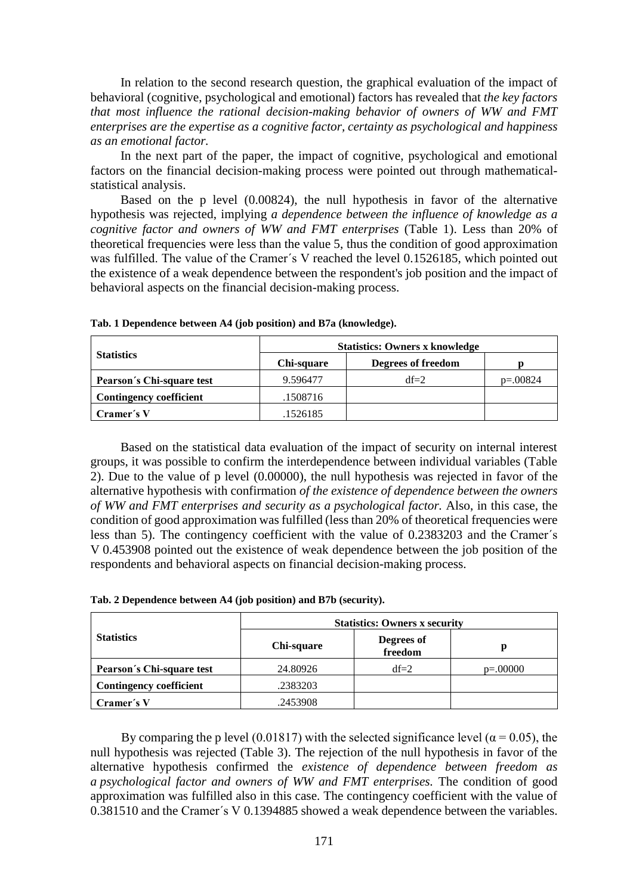In relation to the second research question, the graphical evaluation of the impact of behavioral (cognitive, psychological and emotional) factors has revealed that *the key factors that most influence the rational decision-making behavior of owners of WW and FMT enterprises are the expertise as a cognitive factor, certainty as psychological and happiness as an emotional factor.*

In the next part of the paper, the impact of cognitive, psychological and emotional factors on the financial decision-making process were pointed out through mathematical-statistical analysis.

Based on the p level (0.00824), the null hypothesis in favor of the alternative hypothesis was rejected, implying *a dependence between the influence of knowledge as a cognitive factor and owners of WW and FMT enterprises* (Table 1). Less than 20% of theoretical frequencies were less than the value 5, thus the condition of good approximation was fulfilled. The value of the Cramer´s V reached the level 0.1526185, which pointed out the existence of a weak dependence between the respondent's job position and the impact of behavioral aspects on the financial decision-making process.

**Tab. 1 Dependence between A4 (job position) and B7a (knowledge).**

| Statistics | Statistics: Owners x knowledge | | |
|---|---|---|---|
| | Chi-square | Degrees of freedom | p |
| **Pearson´s Chi-square test** | 9.596477 | df=2 | p=.00824 |
| **Contingency coefficient** | .1508716 | | |
| **Cramer´s V** | .1526185 | | |

Based on the statistical data evaluation of the impact of security on internal interest groups, it was possible to confirm the interdependence between individual variables (Table 2). Due to the value of p level (0.00000), the null hypothesis was rejected in favor of the alternative hypothesis with confirmation *of the existence of dependence between the owners of WW and FMT enterprises and security as a psychological factor.* Also, in this case, the condition of good approximation was fulfilled (less than 20% of theoretical frequencies were less than 5). The contingency coefficient with the value of 0.2383203 and the Cramer´s V 0.453908 pointed out the existence of weak dependence between the job position of the respondents and behavioral aspects on financial decision-making process.

**Tab. 2 Dependence between A4 (job position) and B7b (security).**

| Statistics | Statistics: Owners x security | | |
|---|---|---|---|
| | Chi-square | Degrees of freedom | p |
| **Pearson´s Chi-square test** | 24.80926 | df=2 | p=.00000 |
| **Contingency coefficient** | .2383203 | | |
| **Cramer´s V** | .2453908 | | |

By comparing the p level (0.01817) with the selected significance level ($\alpha = 0.05$), the null hypothesis was rejected (Table 3). The rejection of the null hypothesis in favor of the alternative hypothesis confirmed the *existence of dependence between freedom as a psychological factor and owners of WW and FMT enterprises.* The condition of good approximation was fulfilled also in this case. The contingency coefficient with the value of 0.381510 and the Cramer´s V 0.1394885 showed a weak dependence between the variables.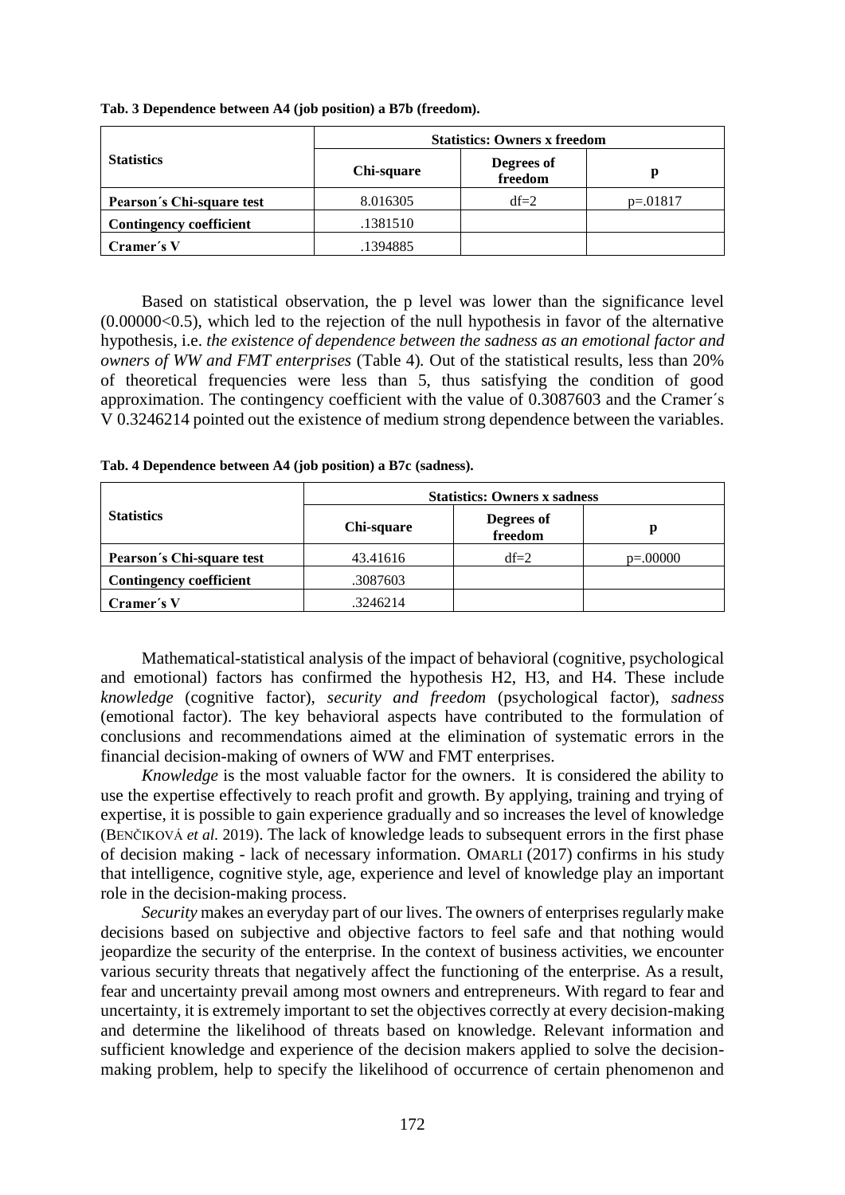**Tab. 3 Dependence between A4 (job position) a B7b (freedom).**

| Statistics | Statistics: Owners x freedom | | |
|---|---|---|---|
| | Chi-square | Degrees of freedom | p |
| **Pearson´s Chi-square test** | 8.016305 | df=2 | p=.01817 |
| **Contingency coefficient** | .1381510 | | |
| **Cramer´s V** | .1394885 | | |

Based on statistical observation, the p level was lower than the significance level (0.00000<0.5), which led to the rejection of the null hypothesis in favor of the alternative hypothesis, i.e. *the existence of dependence between the sadness as an emotional factor and owners of WW and FMT enterprises* (Table 4)*.* Out of the statistical results, less than 20% of theoretical frequencies were less than 5, thus satisfying the condition of good approximation. The contingency coefficient with the value of 0.3087603 and the Cramer´s V 0.3246214 pointed out the existence of medium strong dependence between the variables.

**Tab. 4 Dependence between A4 (job position) a B7c (sadness).**

| Statistics | Statistics: Owners x sadness | | |
|---|---|---|---|
| | Chi-square | Degrees of freedom | p |
| **Pearson´s Chi-square test** | 43.41616 | df=2 | p=.00000 |
| **Contingency coefficient** | .3087603 | | |
| **Cramer´s V** | .3246214 | | |

Mathematical-statistical analysis of the impact of behavioral (cognitive, psychological and emotional) factors has confirmed the hypothesis H2, H3, and H4. These include *knowledge* (cognitive factor), *security and freedom* (psychological factor), *sadness* (emotional factor). The key behavioral aspects have contributed to the formulation of conclusions and recommendations aimed at the elimination of systematic errors in the financial decision-making of owners of WW and FMT enterprises.

*Knowledge* is the most valuable factor for the owners. It is considered the ability to use the expertise effectively to reach profit and growth. By applying, training and trying of expertise, it is possible to gain experience gradually and so increases the level of knowledge (BENČIKOVÁ *et al.* 2019). The lack of knowledge leads to subsequent errors in the first phase of decision making - lack of necessary information. OMARLI (2017) confirms in his study that intelligence, cognitive style, age, experience and level of knowledge play an important role in the decision-making process.

*Security* makes an everyday part of our lives. The owners of enterprises regularly make decisions based on subjective and objective factors to feel safe and that nothing would jeopardize the security of the enterprise. In the context of business activities, we encounter various security threats that negatively affect the functioning of the enterprise. As a result, fear and uncertainty prevail among most owners and entrepreneurs. With regard to fear and uncertainty, it is extremely important to set the objectives correctly at every decision-making and determine the likelihood of threats based on knowledge. Relevant information and sufficient knowledge and experience of the decision makers applied to solve the decision-making problem, help to specify the likelihood of occurrence of certain phenomenon and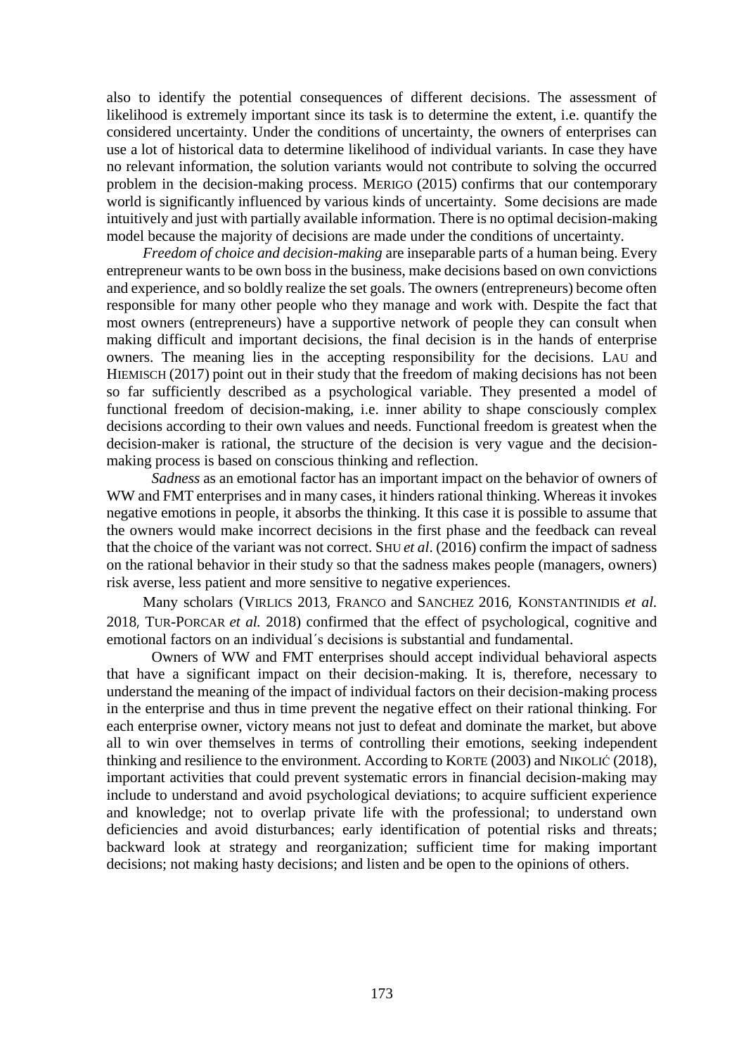also to identify the potential consequences of different decisions. The assessment of likelihood is extremely important since its task is to determine the extent, i.e. quantify the considered uncertainty. Under the conditions of uncertainty, the owners of enterprises can use a lot of historical data to determine likelihood of individual variants. In case they have no relevant information, the solution variants would not contribute to solving the occurred problem in the decision-making process. MERIGO (2015) confirms that our contemporary world is significantly influenced by various kinds of uncertainty. Some decisions are made intuitively and just with partially available information. There is no optimal decision-making model because the majority of decisions are made under the conditions of uncertainty.

*Freedom of choice and decision-making* are inseparable parts of a human being. Every entrepreneur wants to be own boss in the business, make decisions based on own convictions and experience, and so boldly realize the set goals. The owners (entrepreneurs) become often responsible for many other people who they manage and work with. Despite the fact that most owners (entrepreneurs) have a supportive network of people they can consult when making difficult and important decisions, the final decision is in the hands of enterprise owners. The meaning lies in the accepting responsibility for the decisions. LAU and HIEMISCH (2017) point out in their study that the freedom of making decisions has not been so far sufficiently described as a psychological variable. They presented a model of functional freedom of decision-making, i.e. inner ability to shape consciously complex decisions according to their own values and needs. Functional freedom is greatest when the decision-maker is rational, the structure of the decision is very vague and the decision-making process is based on conscious thinking and reflection.

*Sadness* as an emotional factor has an important impact on the behavior of owners of WW and FMT enterprises and in many cases, it hinders rational thinking. Whereas it invokes negative emotions in people, it absorbs the thinking. It this case it is possible to assume that the owners would make incorrect decisions in the first phase and the feedback can reveal that the choice of the variant was not correct. SHU *et al*. (2016) confirm the impact of sadness on the rational behavior in their study so that the sadness makes people (managers, owners) risk averse, less patient and more sensitive to negative experiences.

Many scholars (VIRLICS 2013, FRANCO and SANCHEZ 2016, KONSTANTINIDIS *et al.* 2018, TUR-PORCAR *et al.* 2018) confirmed that the effect of psychological, cognitive and emotional factors on an individual´s decisions is substantial and fundamental.

Owners of WW and FMT enterprises should accept individual behavioral aspects that have a significant impact on their decision-making. It is, therefore, necessary to understand the meaning of the impact of individual factors on their decision-making process in the enterprise and thus in time prevent the negative effect on their rational thinking. For each enterprise owner, victory means not just to defeat and dominate the market, but above all to win over themselves in terms of controlling their emotions, seeking independent thinking and resilience to the environment. According to KORTE (2003) and NIKOLIĆ (2018), important activities that could prevent systematic errors in financial decision-making may include to understand and avoid psychological deviations; to acquire sufficient experience and knowledge; not to overlap private life with the professional; to understand own deficiencies and avoid disturbances; early identification of potential risks and threats; backward look at strategy and reorganization; sufficient time for making important decisions; not making hasty decisions; and listen and be open to the opinions of others.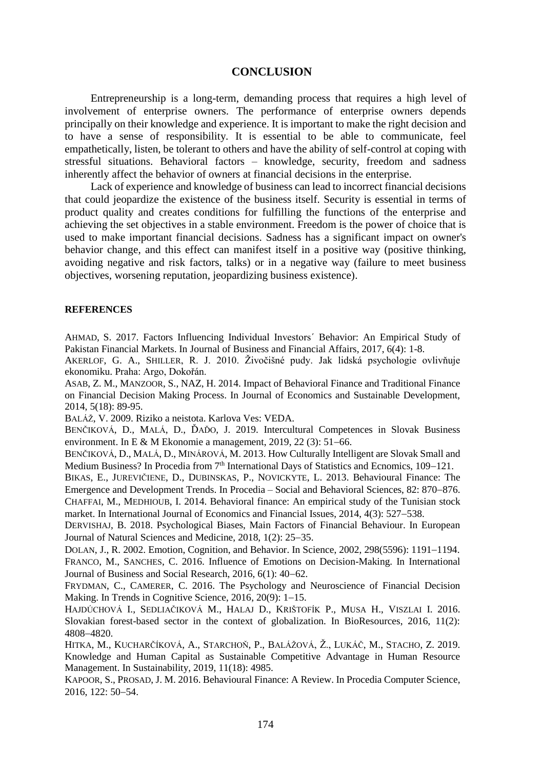## CONCLUSION

Entrepreneurship is a long-term, demanding process that requires a high level of involvement of enterprise owners. The performance of enterprise owners depends principally on their knowledge and experience. It is important to make the right decision and to have a sense of responsibility. It is essential to be able to communicate, feel empathetically, listen, be tolerant to others and have the ability of self-control at coping with stressful situations. Behavioral factors – knowledge, security, freedom and sadness inherently affect the behavior of owners at financial decisions in the enterprise.

Lack of experience and knowledge of business can lead to incorrect financial decisions that could jeopardize the existence of the business itself. Security is essential in terms of product quality and creates conditions for fulfilling the functions of the enterprise and achieving the set objectives in a stable environment. Freedom is the power of choice that is used to make important financial decisions. Sadness has a significant impact on owner's behavior change, and this effect can manifest itself in a positive way (positive thinking, avoiding negative and risk factors, talks) or in a negative way (failure to meet business objectives, worsening reputation, jeopardizing business existence).

## REFERENCES

AHMAD, S. 2017. Factors Influencing Individual Investors´ Behavior: An Empirical Study of Pakistan Financial Markets. In Journal of Business and Financial Affairs, 2017, 6(4): 1-8.

AKERLOF, G. A., SHILLER, R. J. 2010. Živočišné pudy. Jak lidská psychologie ovlivňuje ekonomiku. Praha: Argo, Dokořán.

ASAB, Z. M., MANZOOR, S., NAZ, H. 2014. Impact of Behavioral Finance and Traditional Finance on Financial Decision Making Process. In Journal of Economics and Sustainable Development, 2014, 5(18): 89-95.

BALÁŽ, V. 2009. Riziko a neistota. Karlova Ves: VEDA.

BENČIKOVÁ, D., MALÁ, D., ĎAĎO, J. 2019. Intercultural Competences in Slovak Business environment. In E & M Ekonomie a management, 2019, 22 (3): 51–66.

BENČIKOVÁ, D., MALÁ, D., MINÁROVÁ, M. 2013. How Culturally Intelligent are Slovak Small and Medium Business? In Procedia from 7th International Days of Statistics and Ecnomics, 109–121.

BIKAS, E., JUREVIČIENE, D., DUBINSKAS, P., NOVICKYTE, L. 2013. Behavioural Finance: The Emergence and Development Trends. In Procedia – Social and Behavioral Sciences, 82: 870–876.

CHAFFAI, M., MEDHIOUB, I. 2014. Behavioral finance: An empirical study of the Tunisian stock market. In International Journal of Economics and Financial Issues, 2014, 4(3): 527–538.

DERVISHAJ, B. 2018. Psychological Biases, Main Factors of Financial Behaviour. In European Journal of Natural Sciences and Medicine, 2018, 1(2): 25–35.

DOLAN, J., R. 2002. Emotion, Cognition, and Behavior. In Science, 2002, 298(5596): 1191–1194.

FRANCO, M., SANCHES, C. 2016. Influence of Emotions on Decision-Making. In International Journal of Business and Social Research, 2016, 6(1): 40–62.

FRYDMAN, C., CAMERER, C. 2016. The Psychology and Neuroscience of Financial Decision Making. In Trends in Cognitive Science, 2016, 20(9): 1–15.

HAJDÚCHOVÁ I., SEDLIAČIKOVÁ M., HALAJ D., KRIŠTOFÍK P., MUSA H., VISZLAI I. 2016. Slovakian forest-based sector in the context of globalization. In BioResources, 2016, 11(2): 4808–4820.

HITKA, M., KUCHARČÍKOVÁ, A., STARCHOŇ, P., BALÁŽOVÁ, Ž., LUKÁČ, M., STACHO, Z. 2019. Knowledge and Human Capital as Sustainable Competitive Advantage in Human Resource Management. In Sustainability, 2019, 11(18): 4985.

KAPOOR, S., PROSAD, J. M. 2016. Behavioural Finance: A Review. In Procedia Computer Science, 2016, 122: 50–54.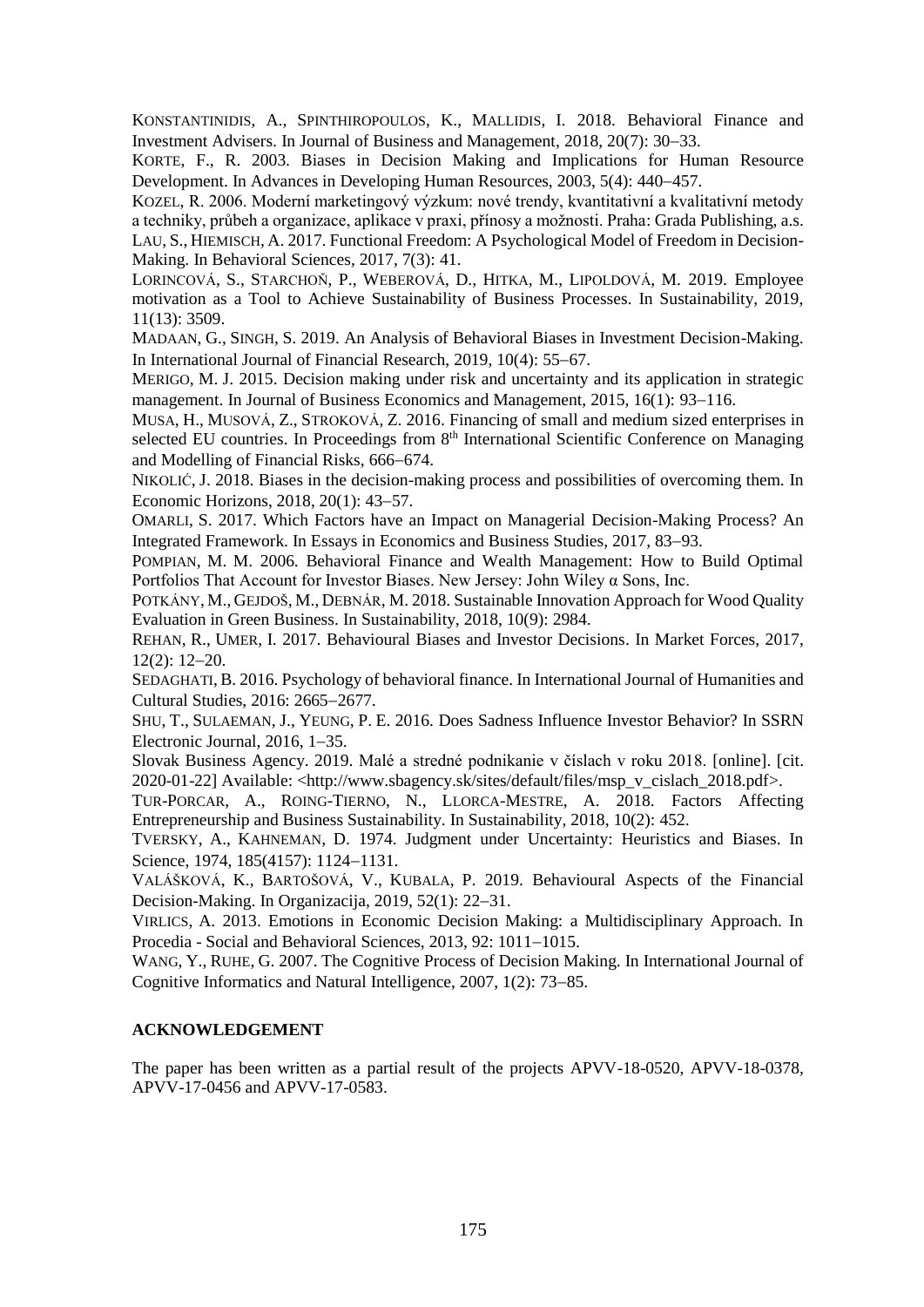KONSTANTINIDIS, A., SPINTHIROPOULOS, K., MALLIDIS, I. 2018. Behavioral Finance and Investment Advisers. In Journal of Business and Management, 2018, 20(7): 30–33.

KORTE, F., R. 2003. Biases in Decision Making and Implications for Human Resource Development. In Advances in Developing Human Resources, 2003, 5(4): 440–457.

KOZEL, R. 2006. Moderní marketingový výzkum: nové trendy, kvantitativní a kvalitativní metody a techniky, průbeh a organizace, aplikace v praxi, přínosy a možnosti. Praha: Grada Publishing, a.s.

LAU, S., HIEMISCH, A. 2017. Functional Freedom: A Psychological Model of Freedom in Decision-Making. In Behavioral Sciences, 2017, 7(3): 41.

LORINCOVÁ, S., STARCHOŇ, P., WEBEROVÁ, D., HITKA, M., LIPOLDOVÁ, M. 2019. Employee motivation as a Tool to Achieve Sustainability of Business Processes. In Sustainability, 2019, 11(13): 3509.

MADAAN, G., SINGH, S. 2019. An Analysis of Behavioral Biases in Investment Decision-Making. In International Journal of Financial Research, 2019, 10(4): 55–67.

MERIGO, M. J. 2015. Decision making under risk and uncertainty and its application in strategic management. In Journal of Business Economics and Management, 2015, 16(1): 93–116.

MUSA, H., MUSOVÁ, Z., STROKOVÁ, Z. 2016. Financing of small and medium sized enterprises in selected EU countries. In Proceedings from 8th International Scientific Conference on Managing and Modelling of Financial Risks, 666–674.

NIKOLIĆ, J. 2018. Biases in the decision-making process and possibilities of overcoming them. In Economic Horizons, 2018, 20(1): 43–57.

OMARLI, S. 2017. Which Factors have an Impact on Managerial Decision-Making Process? An Integrated Framework. In Essays in Economics and Business Studies, 2017, 83–93.

POMPIAN, M. M. 2006. Behavioral Finance and Wealth Management: How to Build Optimal Portfolios That Account for Investor Biases. New Jersey: John Wiley α Sons, Inc.

POTKÁNY, M., GEJDOŠ, M., DEBNÁR, M. 2018. Sustainable Innovation Approach for Wood Quality Evaluation in Green Business. In Sustainability, 2018, 10(9): 2984.

REHAN, R., UMER, I. 2017. Behavioural Biases and Investor Decisions. In Market Forces, 2017, 12(2): 12–20.

SEDAGHATI, B. 2016. Psychology of behavioral finance. In International Journal of Humanities and Cultural Studies, 2016: 2665–2677.

SHU, T., SULAEMAN, J., YEUNG, P. E. 2016. Does Sadness Influence Investor Behavior? In SSRN Electronic Journal, 2016, 1–35.

Slovak Business Agency. 2019. Malé a stredné podnikanie v číslach v roku 2018. [online]. [cit. 2020-01-22] Available: <http://www.sbagency.sk/sites/default/files/msp_v_cislach_2018.pdf>.

TUR-PORCAR, A., ROING-TIERNO, N., LLORCA-MESTRE, A. 2018. Factors Affecting Entrepreneurship and Business Sustainability. In Sustainability, 2018, 10(2): 452.

TVERSKY, A., KAHNEMAN, D. 1974. Judgment under Uncertainty: Heuristics and Biases. In Science, 1974, 185(4157): 1124–1131.

VALÁŠKOVÁ, K., BARTOŠOVÁ, V., KUBALA, P. 2019. Behavioural Aspects of the Financial Decision-Making. In Organizacija, 2019, 52(1): 22–31.

VIRLICS, A. 2013. Emotions in Economic Decision Making: a Multidisciplinary Approach. In Procedia - Social and Behavioral Sciences, 2013, 92: 1011–1015.

WANG, Y., RUHE, G. 2007. The Cognitive Process of Decision Making. In International Journal of Cognitive Informatics and Natural Intelligence, 2007, 1(2): 73–85.

## ACKNOWLEDGEMENT

The paper has been written as a partial result of the projects APVV-18-0520, APVV-18-0378, APVV-17-0456 and APVV-17-0583.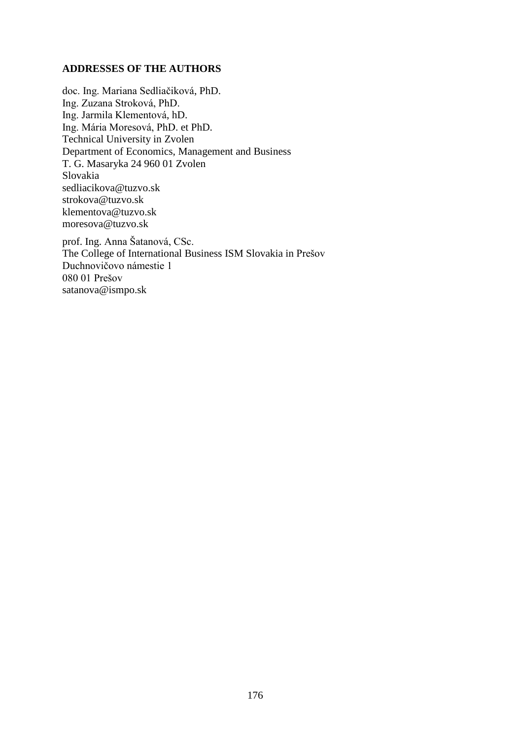**ADDRESSES OF THE AUTHORS**

doc. Ing. Mariana Sedliačiková, PhD.
Ing. Zuzana Stroková, PhD.
Ing. Jarmila Klementová, hD.
Ing. Mária Moresová, PhD. et PhD.
Technical University in Zvolen
Department of Economics, Management and Business
T. G. Masaryka 24 960 01 Zvolen
Slovakia
sedliacikova@tuzvo.sk
strokova@tuzvo.sk
klementova@tuzvo.sk
moresova@tuzvo.sk

prof. Ing. Anna Šatanová, CSc.
The College of International Business ISM Slovakia in Prešov
Duchnovičovo námestie 1
080 01 Prešov
satanova@ismpo.sk